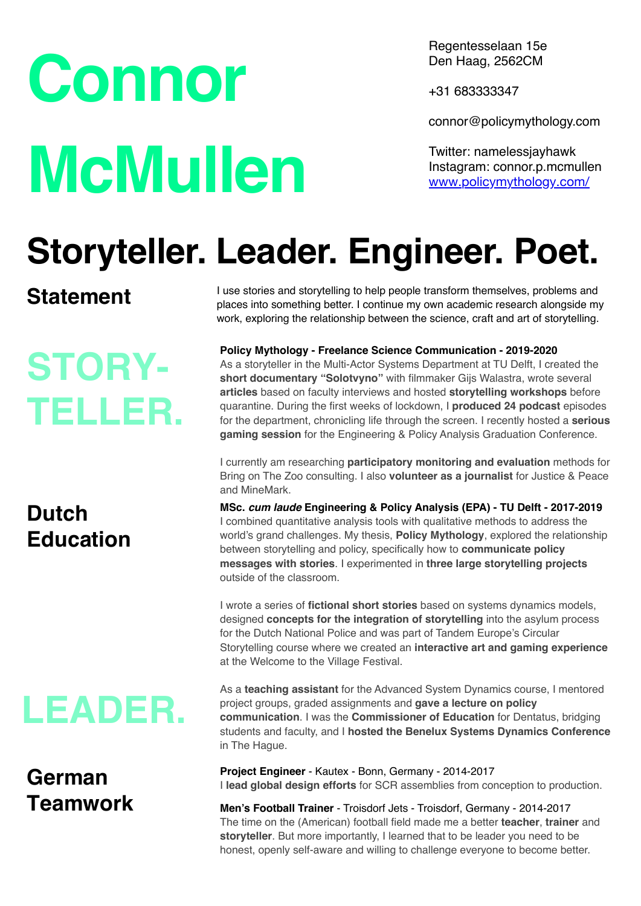# Connor McMullen

Regentesselaan 15e
Den Haag, 2562CM

+31 683333347

connor@policymythology.com

Twitter: namelessjayhawk
Instagram: connor.p.mcmullen
www.policymythology.com/

# Storyteller. Leader. Engineer. Poet.

## Statement

I use stories and storytelling to help people transform themselves, problems and places into something better. I continue my own academic research alongside my work, exploring the relationship between the science, craft and art of storytelling.

## STORY-TELLER.

**Policy Mythology - Freelance Science Communication - 2019-2020**
As a storyteller in the Multi-Actor Systems Department at TU Delft, I created the **short documentary "Solotvyno"** with filmmaker Gijs Walastra, wrote several **articles** based on faculty interviews and hosted **storytelling workshops** before quarantine. During the first weeks of lockdown, I **produced 24 podcast** episodes for the department, chronicling life through the screen. I recently hosted a **serious gaming session** for the Engineering & Policy Analysis Graduation Conference.

I currently am researching **participatory monitoring and evaluation** methods for Bring on The Zoo consulting. I also **volunteer as a journalist** for Justice & Peace and MineMark.

## Dutch Education

**MSc. *cum laude* Engineering & Policy Analysis (EPA) - TU Delft - 2017-2019**
I combined quantitative analysis tools with qualitative methods to address the world's grand challenges. My thesis, **Policy Mythology**, explored the relationship between storytelling and policy, specifically how to **communicate policy messages with stories**. I experimented in **three large storytelling projects** outside of the classroom.

I wrote a series of **fictional short stories** based on systems dynamics models, designed **concepts for the integration of storytelling** into the asylum process for the Dutch National Police and was part of Tandem Europe's Circular Storytelling course where we created an **interactive art and gaming experience** at the Welcome to the Village Festival.

## LEADER.

As a **teaching assistant** for the Advanced System Dynamics course, I mentored project groups, graded assignments and **gave a lecture on policy communication**. I was the **Commissioner of Education** for Dentatus, bridging students and faculty, and I **hosted the Benelux Systems Dynamics Conference** in The Hague.

## German Teamwork

**Project Engineer** - Kautex - Bonn, Germany - 2014-2017
I **lead global design efforts** for SCR assemblies from conception to production.

**Men's Football Trainer** - Troisdorf Jets - Troisdorf, Germany - 2014-2017
The time on the (American) football field made me a better **teacher**, **trainer** and **storyteller**. But more importantly, I learned that to be leader you need to be honest, openly self-aware and willing to challenge everyone to become better.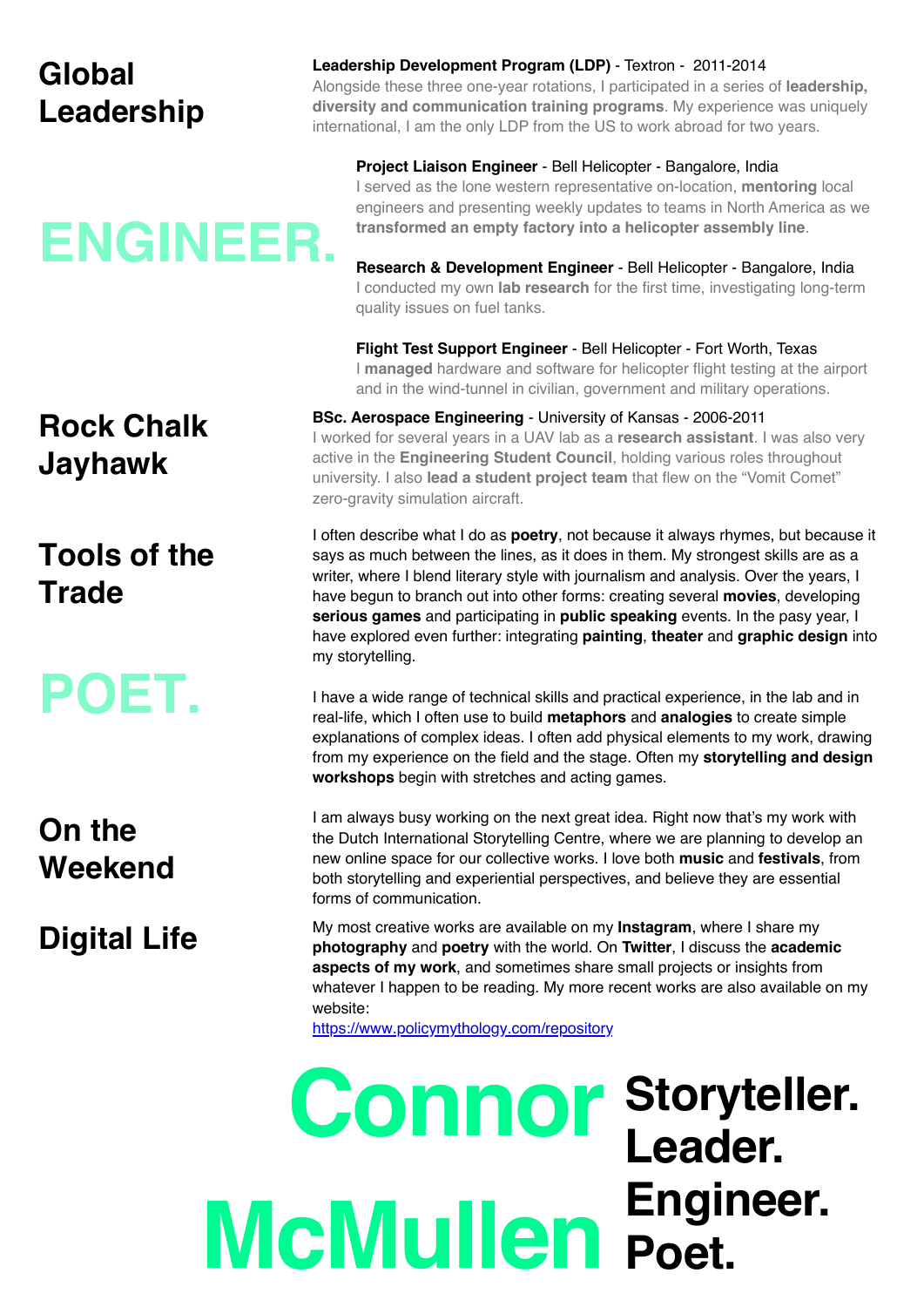## Global Leadership

**Leadership Development Program (LDP)** - Textron - 2011-2014
Alongside these three one-year rotations, I participated in a series of **leadership, diversity and communication training programs**. My experience was uniquely international, I am the only LDP from the US to work abroad for two years.

# ENGINEER.

**Project Liaison Engineer** - Bell Helicopter - Bangalore, India
I served as the lone western representative on-location, **mentoring** local engineers and presenting weekly updates to teams in North America as we **transformed an empty factory into a helicopter assembly line**.

**Research & Development Engineer** - Bell Helicopter - Bangalore, India
I conducted my own **lab research** for the first time, investigating long-term quality issues on fuel tanks.

**Flight Test Support Engineer** - Bell Helicopter - Fort Worth, Texas
I **managed** hardware and software for helicopter flight testing at the airport and in the wind-tunnel in civilian, government and military operations.

## Rock Chalk Jayhawk

**BSc. Aerospace Engineering** - University of Kansas - 2006-2011
I worked for several years in a UAV lab as a **research assistant**. I was also very active in the **Engineering Student Council**, holding various roles throughout university. I also **lead a student project team** that flew on the "Vomit Comet" zero-gravity simulation aircraft.

## Tools of the Trade

I often describe what I do as **poetry**, not because it always rhymes, but because it says as much between the lines, as it does in them. My strongest skills are as a writer, where I blend literary style with journalism and analysis. Over the years, I have begun to branch out into other forms: creating several **movies**, developing **serious games** and participating in **public speaking** events. In the pasy year, I have explored even further: integrating **painting**, **theater** and **graphic design** into my storytelling.

# POET.

I have a wide range of technical skills and practical experience, in the lab and in real-life, which I often use to build **metaphors** and **analogies** to create simple explanations of complex ideas. I often add physical elements to my work, drawing from my experience on the field and the stage. Often my **storytelling and design workshops** begin with stretches and acting games.

## On the Weekend

I am always busy working on the next great idea. Right now that's my work with the Dutch International Storytelling Centre, where we are planning to develop an new online space for our collective works. I love both **music** and **festivals**, from both storytelling and experiential perspectives, and believe they are essential forms of communication.

## Digital Life

My most creative works are available on my **Instagram**, where I share my **photography** and **poetry** with the world. On **Twitter**, I discuss the **academic aspects of my work**, and sometimes share small projects or insights from whatever I happen to be reading. My more recent works are also available on my website:
https://www.policymythology.com/repository

# Connor McMullen

**Storyteller. Leader. Engineer. Poet.**